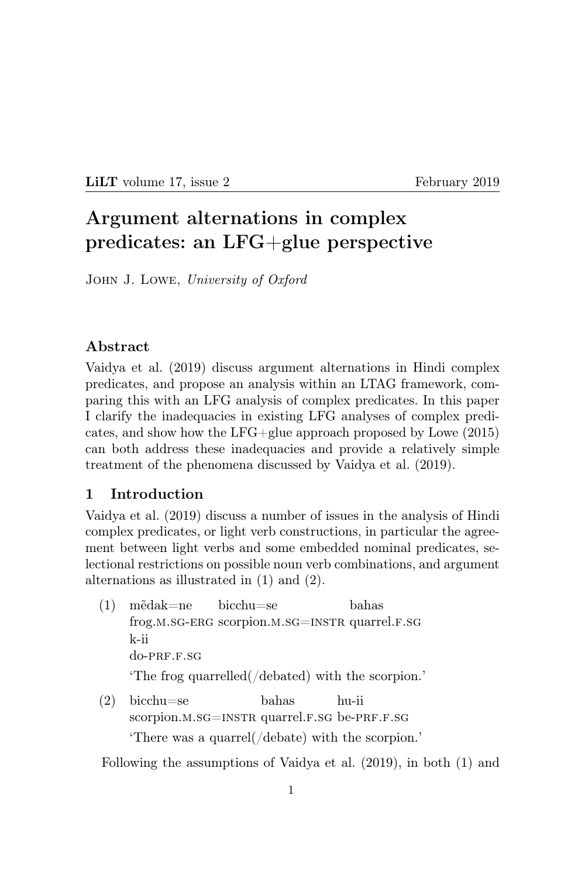**LiLT** volume 17, issue 2 February 2019

# Argument alternations in complex predicates: an LFG+glue perspective

John J. Lowe, *University of Oxford*

## Abstract

Vaidya et al. (2019) discuss argument alternations in Hindi complex predicates, and propose an analysis within an LTAG framework, comparing this with an LFG analysis of complex predicates. In this paper I clarify the inadequacies in existing LFG analyses of complex predicates, and show how the LFG+glue approach proposed by Lowe (2015) can both address these inadequacies and provide a relatively simple treatment of the phenomena discussed by Vaidya et al. (2019).

## 1 Introduction

Vaidya et al. (2019) discuss a number of issues in the analysis of Hindi complex predicates, or light verb constructions, in particular the agreement between light verbs and some embedded nominal predicates, selectional restrictions on possible noun verb combinations, and argument alternations as illustrated in (1) and (2).

(1) mẽdak=ne bicchu=se bahas k-ii
frog.M.SG-ERG scorpion.M.SG=INSTR quarrel.F.SG do-PRF.F.SG
'The frog quarrelled(/debated) with the scorpion.'

(2) bicchu=se bahas hu-ii
scorpion.M.SG=INSTR quarrel.F.SG be-PRF.F.SG
'There was a quarrel(/debate) with the scorpion.'

Following the assumptions of Vaidya et al. (2019), in both (1) and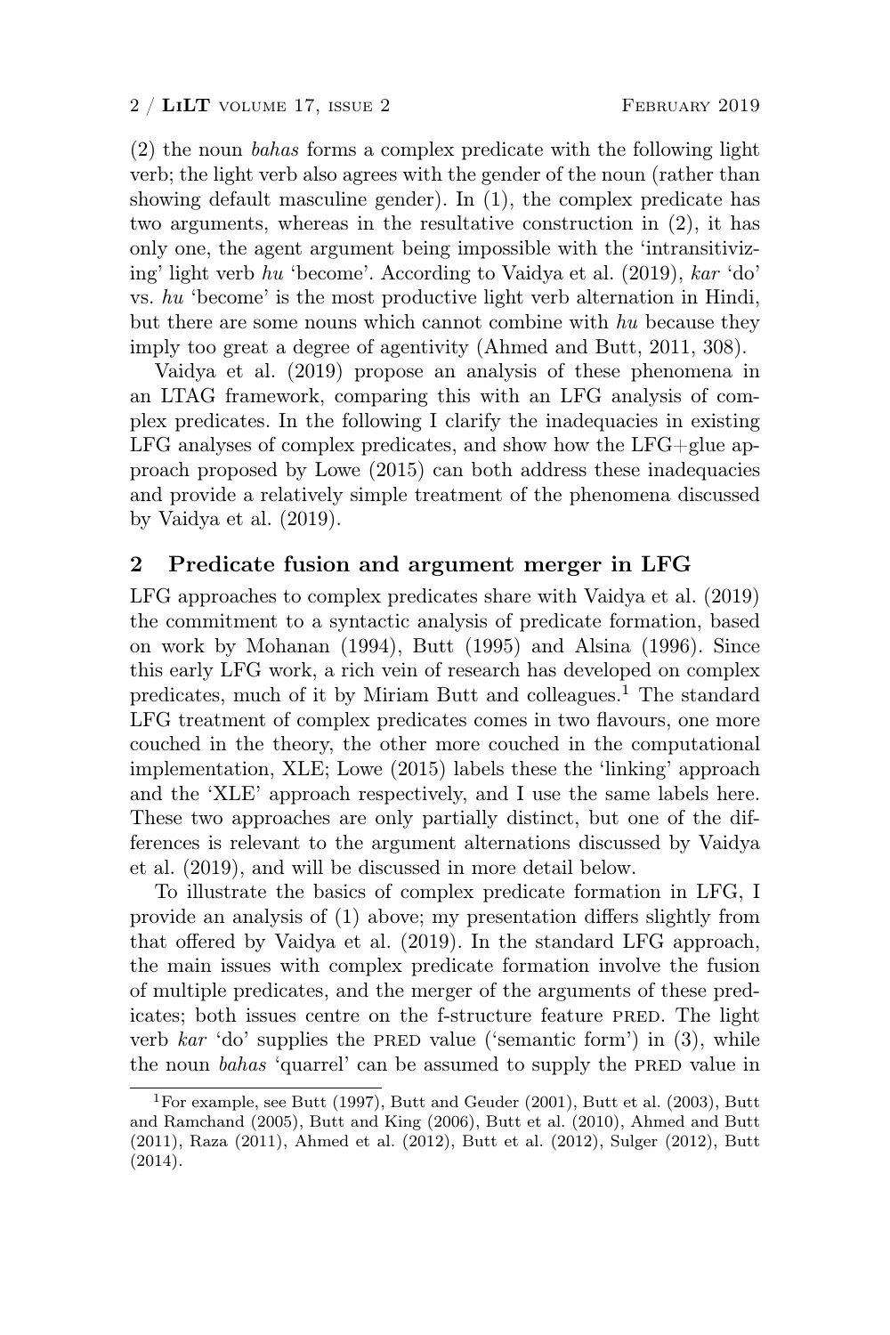(2) the noun *bahas* forms a complex predicate with the following light verb; the light verb also agrees with the gender of the noun (rather than showing default masculine gender). In (1), the complex predicate has two arguments, whereas in the resultative construction in (2), it has only one, the agent argument being impossible with the 'intransitivizing' light verb *hu* 'become'. According to Vaidya et al. (2019), *kar* 'do' vs. *hu* 'become' is the most productive light verb alternation in Hindi, but there are some nouns which cannot combine with *hu* because they imply too great a degree of agentivity (Ahmed and Butt, 2011, 308).

Vaidya et al. (2019) propose an analysis of these phenomena in an LTAG framework, comparing this with an LFG analysis of complex predicates. In the following I clarify the inadequacies in existing LFG analyses of complex predicates, and show how the LFG+glue approach proposed by Lowe (2015) can both address these inadequacies and provide a relatively simple treatment of the phenomena discussed by Vaidya et al. (2019).

## 2 Predicate fusion and argument merger in LFG

LFG approaches to complex predicates share with Vaidya et al. (2019) the commitment to a syntactic analysis of predicate formation, based on work by Mohanan (1994), Butt (1995) and Alsina (1996). Since this early LFG work, a rich vein of research has developed on complex predicates, much of it by Miriam Butt and colleagues.[1] The standard LFG treatment of complex predicates comes in two flavours, one more couched in the theory, the other more couched in the computational implementation, XLE; Lowe (2015) labels these the 'linking' approach and the 'XLE' approach respectively, and I use the same labels here. These two approaches are only partially distinct, but one of the differences is relevant to the argument alternations discussed by Vaidya et al. (2019), and will be discussed in more detail below.

To illustrate the basics of complex predicate formation in LFG, I provide an analysis of (1) above; my presentation differs slightly from that offered by Vaidya et al. (2019). In the standard LFG approach, the main issues with complex predicate formation involve the fusion of multiple predicates, and the merger of the arguments of these predicates; both issues centre on the f-structure feature PRED. The light verb *kar* 'do' supplies the PRED value ('semantic form') in (3), while the noun *bahas* 'quarrel' can be assumed to supply the PRED value in

[1] For example, see Butt (1997), Butt and Geuder (2001), Butt et al. (2003), Butt and Ramchand (2005), Butt and King (2006), Butt et al. (2010), Ahmed and Butt (2011), Raza (2011), Ahmed et al. (2012), Butt et al. (2012), Sulger (2012), Butt (2014).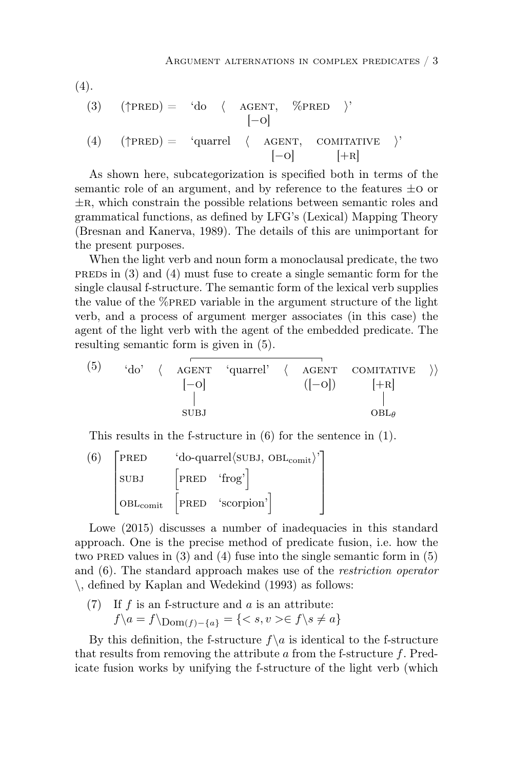(4).

(3) $(\uparrow \text{PRED}) =$ ‘do $\langle$ AGENT, %PRED $\rangle$’
$\phantom{(3) (\uparrow \text{PRED}) = \text{‘do} \langle}$ [−O]

(4) $(\uparrow \text{PRED}) =$ ‘quarrel $\langle$ AGENT, COMITATIVE $\rangle$’
$\phantom{(4) (\uparrow \text{PRED}) = \text{‘quarrel} \langle}$ [−O] [+R]

As shown here, subcategorization is specified both in terms of the semantic role of an argument, and by reference to the features ±O or ±R, which constrain the possible relations between semantic roles and grammatical functions, as defined by LFG’s (Lexical) Mapping Theory (Bresnan and Kanerva, 1989). The details of this are unimportant for the present purposes.

When the light verb and noun form a monoclausal predicate, the two PREDs in (3) and (4) must fuse to create a single semantic form for the single clausal f-structure. The semantic form of the lexical verb supplies the value of the %PRED variable in the argument structure of the light verb, and a process of argument merger associates (in this case) the agent of the light verb with the agent of the embedded predicate. The resulting semantic form is given in (5).

(5) ‘do’ $\langle$ AGENT ‘quarrel’ $\langle$ AGENT COMITATIVE $\rangle\rangle$
[−O] ([−O]) [+R]
SUBJ $\qquad$ $\text{OBL}_\theta$

(the two AGENT arguments are linked by a line above; AGENT [−O] maps to SUBJ and COMITATIVE [+R] maps to $\text{OBL}_\theta$)

This results in the f-structure in (6) for the sentence in (1).

(6)
$$\begin{bmatrix} \text{PRED} & \text{‘do-quarrel}\langle\text{SUBJ, OBL}_{\text{comit}}\rangle\text{’} \\ \text{SUBJ} & \begin{bmatrix}\text{PRED} & \text{‘frog’}\end{bmatrix} \\ \text{OBL}_{\text{comit}} & \begin{bmatrix}\text{PRED} & \text{‘scorpion’}\end{bmatrix} \end{bmatrix}$$

Lowe (2015) discusses a number of inadequacies in this standard approach. One is the precise method of predicate fusion, i.e. how the two PRED values in (3) and (4) fuse into the single semantic form in (5) and (6). The standard approach makes use of the *restriction operator* \, defined by Kaplan and Wedekind (1993) as follows:

(7) If $f$ is an f-structure and $a$ is an attribute:
$f\backslash a = f\backslash_{\text{Dom}(f)-\{a\}} = \{< s, v > \in f \backslash s \neq a\}$

By this definition, the f-structure $f\backslash a$ is identical to the f-structure that results from removing the attribute $a$ from the f-structure $f$. Predicate fusion works by unifying the f-structure of the light verb (which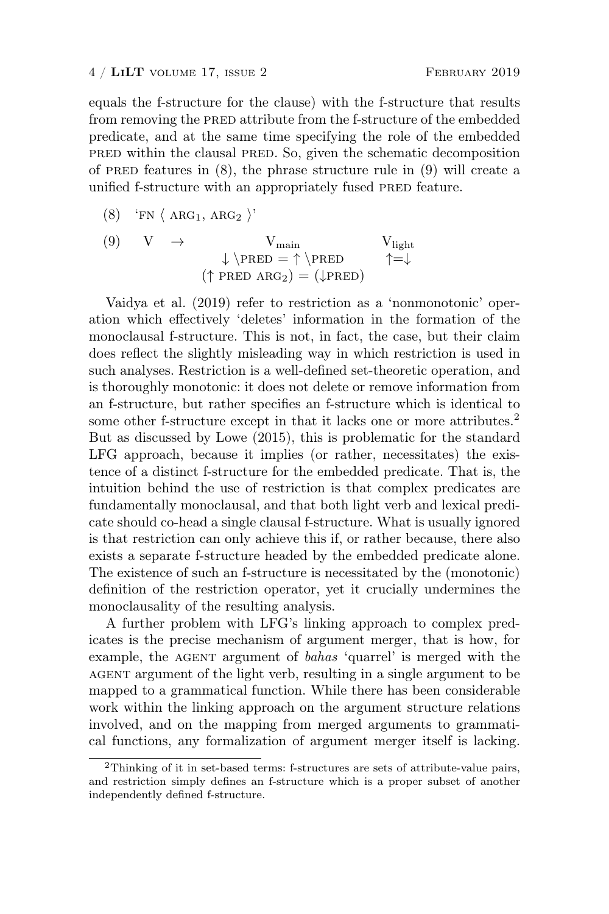equals the f-structure for the clause) with the f-structure that results from removing the PRED attribute from the f-structure of the embedded predicate, and at the same time specifying the role of the embedded PRED within the clausal PRED. So, given the schematic decomposition of PRED features in (8), the phrase structure rule in (9) will create a unified f-structure with an appropriately fused PRED feature.

(8) 'FN ⟨ $\text{ARG}_1$, $\text{ARG}_2$ ⟩'

(9) $$\text{V} \rightarrow \quad \underset{\substack{\downarrow \backslash\text{PRED} = \uparrow \backslash\text{PRED} \\ (\uparrow \text{PRED ARG}_2) = (\downarrow\text{PRED})}}{\text{V}_{\text{main}}} \quad \underset{\uparrow=\downarrow}{\text{V}_{\text{light}}}$$

Vaidya et al. (2019) refer to restriction as a 'nonmonotonic' operation which effectively 'deletes' information in the formation of the monoclausal f-structure. This is not, in fact, the case, but their claim does reflect the slightly misleading way in which restriction is used in such analyses. Restriction is a well-defined set-theoretic operation, and is thoroughly monotonic: it does not delete or remove information from an f-structure, but rather specifies an f-structure which is identical to some other f-structure except in that it lacks one or more attributes.[2] But as discussed by Lowe (2015), this is problematic for the standard LFG approach, because it implies (or rather, necessitates) the existence of a distinct f-structure for the embedded predicate. That is, the intuition behind the use of restriction is that complex predicates are fundamentally monoclausal, and that both light verb and lexical predicate should co-head a single clausal f-structure. What is usually ignored is that restriction can only achieve this if, or rather because, there also exists a separate f-structure headed by the embedded predicate alone. The existence of such an f-structure is necessitated by the (monotonic) definition of the restriction operator, yet it crucially undermines the monoclausality of the resulting analysis.

A further problem with LFG's linking approach to complex predicates is the precise mechanism of argument merger, that is how, for example, the AGENT argument of *bahas* 'quarrel' is merged with the AGENT argument of the light verb, resulting in a single argument to be mapped to a grammatical function. While there has been considerable work within the linking approach on the argument structure relations involved, and on the mapping from merged arguments to grammatical functions, any formalization of argument merger itself is lacking.

[2] Thinking of it in set-based terms: f-structures are sets of attribute-value pairs, and restriction simply defines an f-structure which is a proper subset of another independently defined f-structure.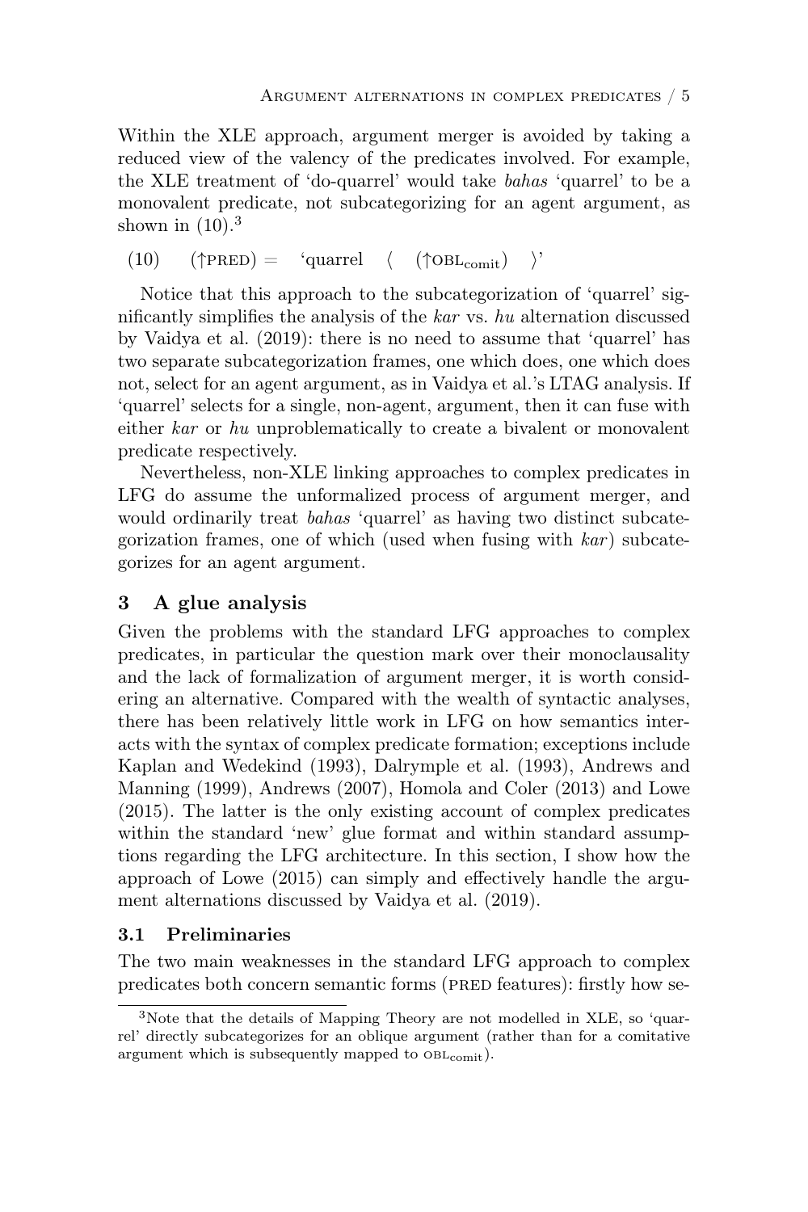Within the XLE approach, argument merger is avoided by taking a reduced view of the valency of the predicates involved. For example, the XLE treatment of 'do-quarrel' would take *bahas* 'quarrel' to be a monovalent predicate, not subcategorizing for an agent argument, as shown in (10).[3]

(10) $(\uparrow\text{PRED}) =$ 'quarrel $\langle$ $(\uparrow\text{OBL}_{\text{comit}})$ $\rangle$'

Notice that this approach to the subcategorization of 'quarrel' significantly simplifies the analysis of the *kar* vs. *hu* alternation discussed by Vaidya et al. (2019): there is no need to assume that 'quarrel' has two separate subcategorization frames, one which does, one which does not, select for an agent argument, as in Vaidya et al.'s LTAG analysis. If 'quarrel' selects for a single, non-agent, argument, then it can fuse with either *kar* or *hu* unproblematically to create a bivalent or monovalent predicate respectively.

Nevertheless, non-XLE linking approaches to complex predicates in LFG do assume the unformalized process of argument merger, and would ordinarily treat *bahas* 'quarrel' as having two distinct subcategorization frames, one of which (used when fusing with *kar*) subcategorizes for an agent argument.

## 3 A glue analysis

Given the problems with the standard LFG approaches to complex predicates, in particular the question mark over their monoclausality and the lack of formalization of argument merger, it is worth considering an alternative. Compared with the wealth of syntactic analyses, there has been relatively little work in LFG on how semantics interacts with the syntax of complex predicate formation; exceptions include Kaplan and Wedekind (1993), Dalrymple et al. (1993), Andrews and Manning (1999), Andrews (2007), Homola and Coler (2013) and Lowe (2015). The latter is the only existing account of complex predicates within the standard 'new' glue format and within standard assumptions regarding the LFG architecture. In this section, I show how the approach of Lowe (2015) can simply and effectively handle the argument alternations discussed by Vaidya et al. (2019).

### 3.1 Preliminaries

The two main weaknesses in the standard LFG approach to complex predicates both concern semantic forms (PRED features): firstly how se-

[3]Note that the details of Mapping Theory are not modelled in XLE, so 'quarrel' directly subcategorizes for an oblique argument (rather than for a comitative argument which is subsequently mapped to $\text{OBL}_{\text{comit}}$).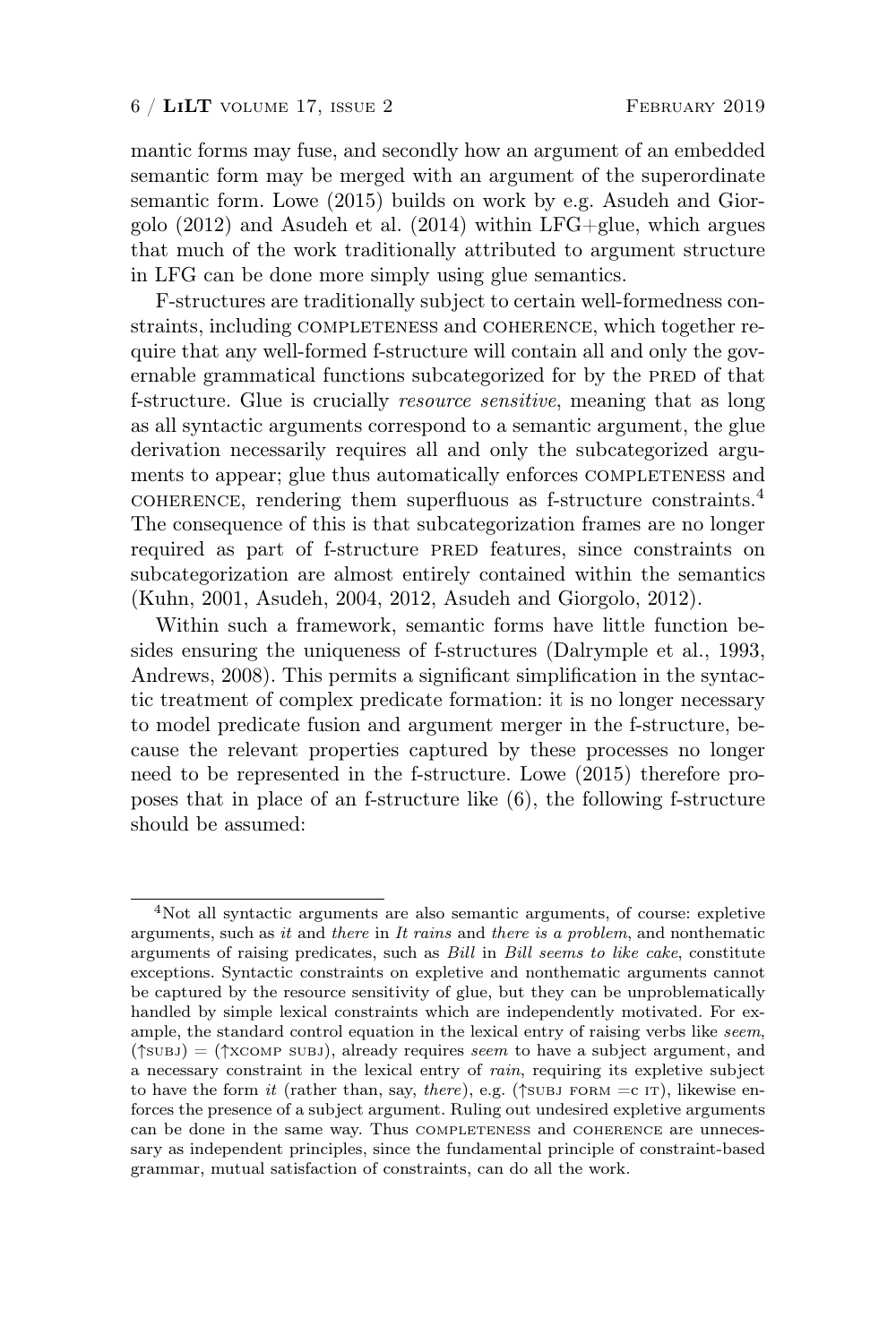mantic forms may fuse, and secondly how an argument of an embedded semantic form may be merged with an argument of the superordinate semantic form. Lowe (2015) builds on work by e.g. Asudeh and Giorgolo (2012) and Asudeh et al. (2014) within LFG+glue, which argues that much of the work traditionally attributed to argument structure in LFG can be done more simply using glue semantics.

F-structures are traditionally subject to certain well-formedness constraints, including COMPLETENESS and COHERENCE, which together require that any well-formed f-structure will contain all and only the governable grammatical functions subcategorized for by the PRED of that f-structure. Glue is crucially *resource sensitive*, meaning that as long as all syntactic arguments correspond to a semantic argument, the glue derivation necessarily requires all and only the subcategorized arguments to appear; glue thus automatically enforces COMPLETENESS and COHERENCE, rendering them superfluous as f-structure constraints.[4] The consequence of this is that subcategorization frames are no longer required as part of f-structure PRED features, since constraints on subcategorization are almost entirely contained within the semantics (Kuhn, 2001, Asudeh, 2004, 2012, Asudeh and Giorgolo, 2012).

Within such a framework, semantic forms have little function besides ensuring the uniqueness of f-structures (Dalrymple et al., 1993, Andrews, 2008). This permits a significant simplification in the syntactic treatment of complex predicate formation: it is no longer necessary to model predicate fusion and argument merger in the f-structure, because the relevant properties captured by these processes no longer need to be represented in the f-structure. Lowe (2015) therefore proposes that in place of an f-structure like (6), the following f-structure should be assumed:

[4]Not all syntactic arguments are also semantic arguments, of course: expletive arguments, such as *it* and *there* in *It rains* and *there is a problem*, and nonthematic arguments of raising predicates, such as *Bill* in *Bill seems to like cake*, constitute exceptions. Syntactic constraints on expletive and nonthematic arguments cannot be captured by the resource sensitivity of glue, but they can be unproblematically handled by simple lexical constraints which are independently motivated. For example, the standard control equation in the lexical entry of raising verbs like *seem*, (↑SUBJ) = (↑XCOMP SUBJ), already requires *seem* to have a subject argument, and a necessary constraint in the lexical entry of *rain*, requiring its expletive subject to have the form *it* (rather than, say, *there*), e.g. (↑SUBJ FORM =c IT), likewise enforces the presence of a subject argument. Ruling out undesired expletive arguments can be done in the same way. Thus COMPLETENESS and COHERENCE are unnecessary as independent principles, since the fundamental principle of constraint-based grammar, mutual satisfaction of constraints, can do all the work.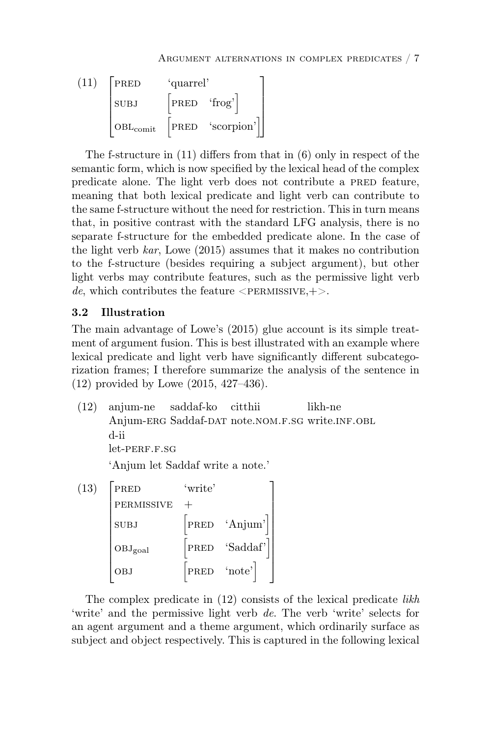(11)
$$\begin{bmatrix} \text{PRED} & \text{'quarrel'} \\ \text{SUBJ} & \begin{bmatrix} \text{PRED} & \text{'frog'} \end{bmatrix} \\ \text{OBL}_{\text{comit}} & \begin{bmatrix} \text{PRED} & \text{'scorpion'} \end{bmatrix} \end{bmatrix}$$

The f-structure in (11) differs from that in (6) only in respect of the semantic form, which is now specified by the lexical head of the complex predicate alone. The light verb does not contribute a PRED feature, meaning that both lexical predicate and light verb can contribute to the same f-structure without the need for restriction. This in turn means that, in positive contrast with the standard LFG analysis, there is no separate f-structure for the embedded predicate alone. In the case of the light verb *kar*, Lowe (2015) assumes that it makes no contribution to the f-structure (besides requiring a subject argument), but other light verbs may contribute features, such as the permissive light verb *de*, which contributes the feature <PERMISSIVE,+>.

### 3.2 Illustration

The main advantage of Lowe's (2015) glue account is its simple treatment of argument fusion. This is best illustrated with an example where lexical predicate and light verb have significantly different subcategorization frames; I therefore summarize the analysis of the sentence in (12) provided by Lowe (2015, 427–436).

(12) anjum-ne saddaf-ko citthii likh-ne
Anjum-ERG Saddaf-DAT note.NOM.F.SG write.INF.OBL
d-ii
let-PERF.F.SG
'Anjum let Saddaf write a note.'

(13)
$$\begin{bmatrix} \text{PRED} & \text{'write'} \\ \text{PERMISSIVE} & + \\ \text{SUBJ} & \begin{bmatrix} \text{PRED} & \text{'Anjum'} \end{bmatrix} \\ \text{OBJ}_{\text{goal}} & \begin{bmatrix} \text{PRED} & \text{'Saddaf'} \end{bmatrix} \\ \text{OBJ} & \begin{bmatrix} \text{PRED} & \text{'note'} \end{bmatrix} \end{bmatrix}$$

The complex predicate in (12) consists of the lexical predicate *likh* 'write' and the permissive light verb *de*. The verb 'write' selects for an agent argument and a theme argument, which ordinarily surface as subject and object respectively. This is captured in the following lexical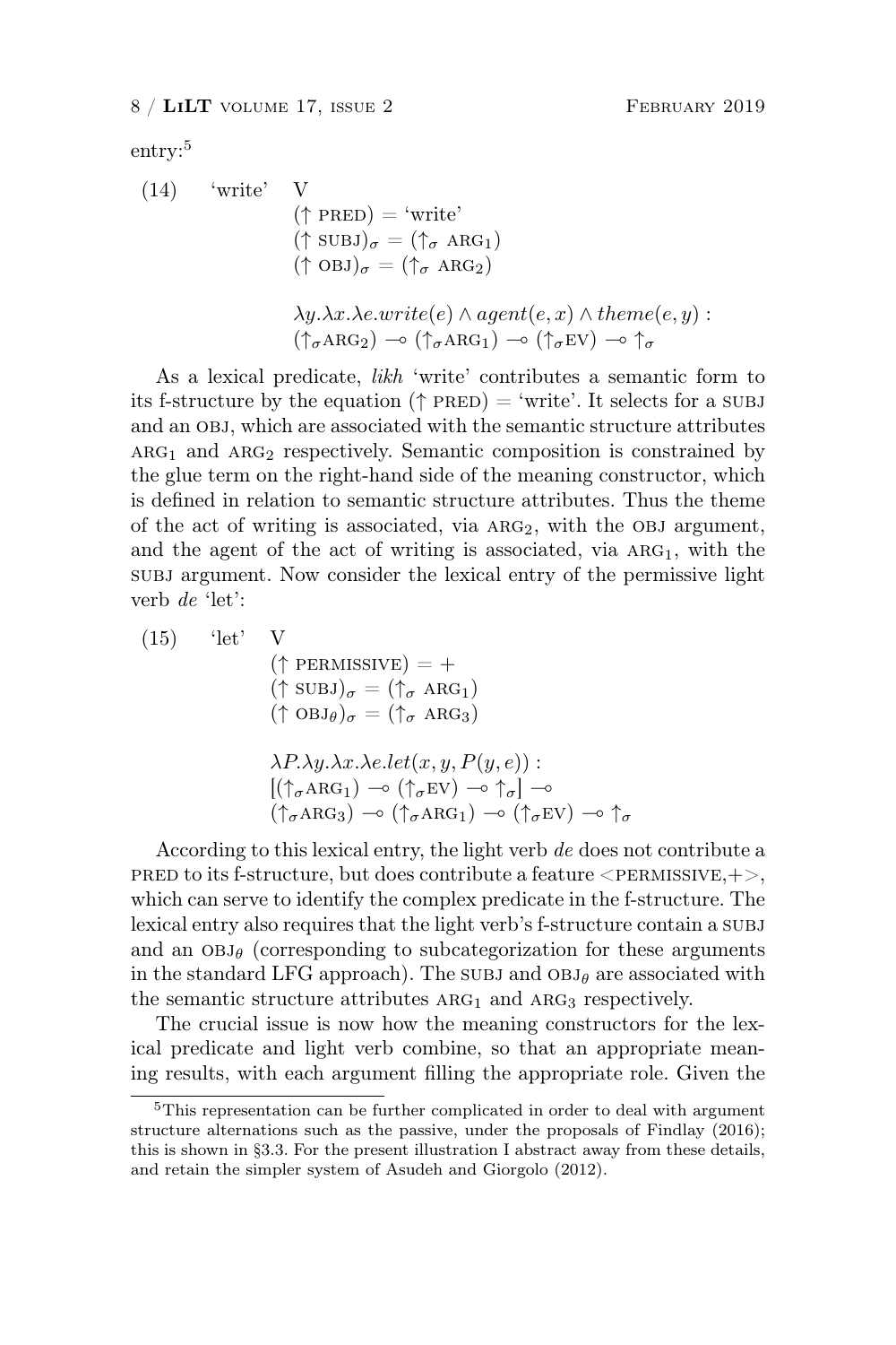entry:[5]

(14) 'write' V

$(\uparrow \text{PRED}) = \text{'write'}$
$(\uparrow \text{SUBJ})_\sigma = (\uparrow_\sigma \text{ ARG}_1)$
$(\uparrow \text{OBJ})_\sigma = (\uparrow_\sigma \text{ ARG}_2)$

$$\lambda y.\lambda x.\lambda e.write(e) \wedge agent(e, x) \wedge theme(e, y) :$$
$$(\uparrow_\sigma \text{ARG}_2) \multimap (\uparrow_\sigma \text{ARG}_1) \multimap (\uparrow_\sigma \text{EV}) \multimap \uparrow_\sigma$$

As a lexical predicate, *likh* 'write' contributes a semantic form to its f-structure by the equation $(\uparrow \text{PRED}) = \text{'write'}$. It selects for a SUBJ and an OBJ, which are associated with the semantic structure attributes $\text{ARG}_1$ and $\text{ARG}_2$ respectively. Semantic composition is constrained by the glue term on the right-hand side of the meaning constructor, which is defined in relation to semantic structure attributes. Thus the theme of the act of writing is associated, via $\text{ARG}_2$, with the OBJ argument, and the agent of the act of writing is associated, via $\text{ARG}_1$, with the SUBJ argument. Now consider the lexical entry of the permissive light verb *de* 'let':

(15) 'let' V

$(\uparrow \text{PERMISSIVE}) = +$
$(\uparrow \text{SUBJ})_\sigma = (\uparrow_\sigma \text{ ARG}_1)$
$(\uparrow \text{OBJ}_\theta)_\sigma = (\uparrow_\sigma \text{ ARG}_3)$

$$\lambda P.\lambda y.\lambda x.\lambda e.let(x, y, P(y, e)) :$$
$$[(\uparrow_\sigma \text{ARG}_1) \multimap (\uparrow_\sigma \text{EV}) \multimap \uparrow_\sigma] \multimap$$
$$(\uparrow_\sigma \text{ARG}_3) \multimap (\uparrow_\sigma \text{ARG}_1) \multimap (\uparrow_\sigma \text{EV}) \multimap \uparrow_\sigma$$

According to this lexical entry, the light verb *de* does not contribute a PRED to its f-structure, but does contribute a feature <PERMISSIVE,+>, which can serve to identify the complex predicate in the f-structure. The lexical entry also requires that the light verb's f-structure contain a SUBJ and an $\text{OBJ}_\theta$ (corresponding to subcategorization for these arguments in the standard LFG approach). The SUBJ and $\text{OBJ}_\theta$ are associated with the semantic structure attributes $\text{ARG}_1$ and $\text{ARG}_3$ respectively.

The crucial issue is now how the meaning constructors for the lexical predicate and light verb combine, so that an appropriate meaning results, with each argument filling the appropriate role. Given the

[5] This representation can be further complicated in order to deal with argument structure alternations such as the passive, under the proposals of Findlay (2016); this is shown in §3.3. For the present illustration I abstract away from these details, and retain the simpler system of Asudeh and Giorgolo (2012).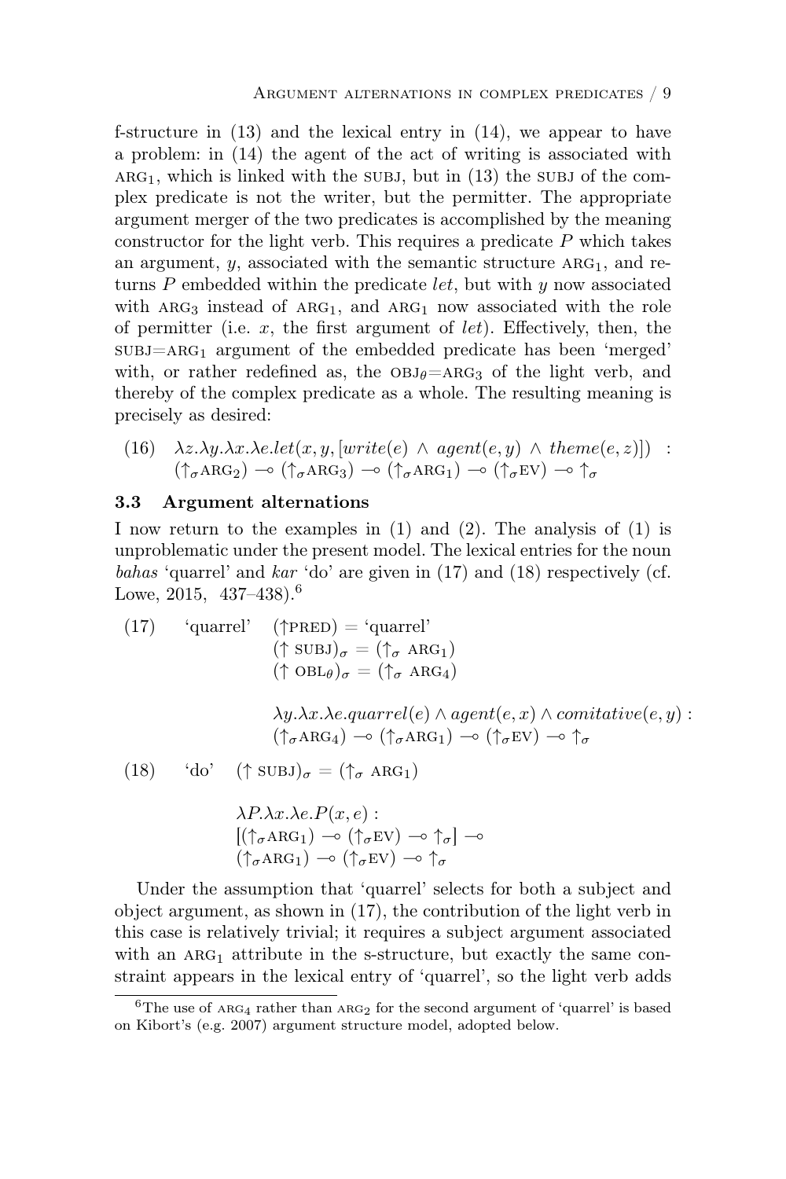f-structure in (13) and the lexical entry in (14), we appear to have a problem: in (14) the agent of the act of writing is associated with $\text{ARG}_1$, which is linked with the SUBJ, but in (13) the SUBJ of the complex predicate is not the writer, but the permitter. The appropriate argument merger of the two predicates is accomplished by the meaning constructor for the light verb. This requires a predicate $P$ which takes an argument, $y$, associated with the semantic structure $\text{ARG}_1$, and returns $P$ embedded within the predicate *let*, but with $y$ now associated with $\text{ARG}_3$ instead of $\text{ARG}_1$, and $\text{ARG}_1$ now associated with the role of permitter (i.e. $x$, the first argument of *let*). Effectively, then, the $\text{SUBJ}{=}\text{ARG}_1$ argument of the embedded predicate has been 'merged' with, or rather redefined as, the $\text{OBJ}_\theta{=}\text{ARG}_3$ of the light verb, and thereby of the complex predicate as a whole. The resulting meaning is precisely as desired:

(16) $\lambda z.\lambda y.\lambda x.\lambda e.let(x, y, [write(e) \wedge agent(e, y) \wedge theme(e, z)])$ : $(\uparrow_\sigma \text{ARG}_2) \multimap (\uparrow_\sigma \text{ARG}_3) \multimap (\uparrow_\sigma \text{ARG}_1) \multimap (\uparrow_\sigma \text{EV}) \multimap \uparrow_\sigma$

### 3.3 Argument alternations

I now return to the examples in (1) and (2). The analysis of (1) is unproblematic under the present model. The lexical entries for the noun *bahas* 'quarrel' and *kar* 'do' are given in (17) and (18) respectively (cf. Lowe, 2015, 437–438).[6]

(17) 'quarrel' $(\uparrow \text{PRED}) = \text{'quarrel'}$
$(\uparrow \text{SUBJ})_\sigma = (\uparrow_\sigma \text{ARG}_1)$
$(\uparrow \text{OBL}_\theta)_\sigma = (\uparrow_\sigma \text{ARG}_4)$

$\lambda y.\lambda x.\lambda e.quarrel(e) \wedge agent(e, x) \wedge comitative(e, y)$ :
$(\uparrow_\sigma \text{ARG}_4) \multimap (\uparrow_\sigma \text{ARG}_1) \multimap (\uparrow_\sigma \text{EV}) \multimap \uparrow_\sigma$

(18) 'do' $(\uparrow \text{SUBJ})_\sigma = (\uparrow_\sigma \text{ARG}_1)$

$\lambda P.\lambda x.\lambda e.P(x, e)$ :
$[(\uparrow_\sigma \text{ARG}_1) \multimap (\uparrow_\sigma \text{EV}) \multimap \uparrow_\sigma] \multimap$
$(\uparrow_\sigma \text{ARG}_1) \multimap (\uparrow_\sigma \text{EV}) \multimap \uparrow_\sigma$

Under the assumption that 'quarrel' selects for both a subject and object argument, as shown in (17), the contribution of the light verb in this case is relatively trivial; it requires a subject argument associated with an $\text{ARG}_1$ attribute in the s-structure, but exactly the same constraint appears in the lexical entry of 'quarrel', so the light verb adds

[6] The use of $\text{ARG}_4$ rather than $\text{ARG}_2$ for the second argument of 'quarrel' is based on Kibort's (e.g. 2007) argument structure model, adopted below.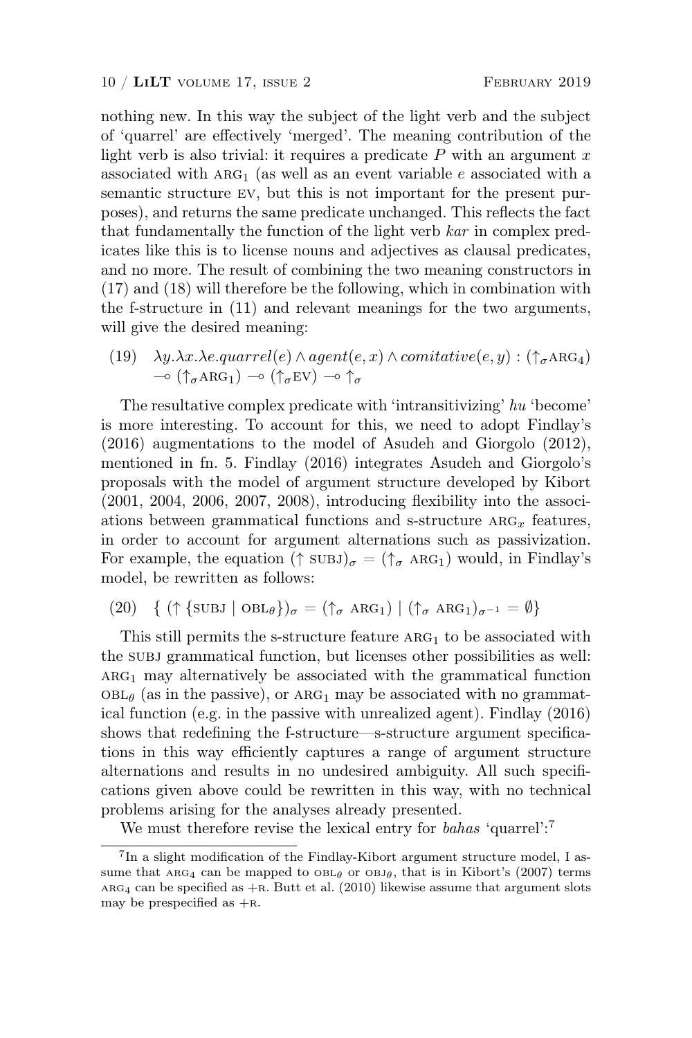nothing new. In this way the subject of the light verb and the subject of 'quarrel' are effectively 'merged'. The meaning contribution of the light verb is also trivial: it requires a predicate $P$ with an argument $x$ associated with $\text{ARG}_1$ (as well as an event variable $e$ associated with a semantic structure EV, but this is not important for the present purposes), and returns the same predicate unchanged. This reflects the fact that fundamentally the function of the light verb *kar* in complex predicates like this is to license nouns and adjectives as clausal predicates, and no more. The result of combining the two meaning constructors in (17) and (18) will therefore be the following, which in combination with the f-structure in (11) and relevant meanings for the two arguments, will give the desired meaning:

(19) $\lambda y.\lambda x.\lambda e.quarrel(e) \wedge agent(e,x) \wedge comitative(e,y) : (\uparrow_\sigma \text{ARG}_4) \multimap (\uparrow_\sigma \text{ARG}_1) \multimap (\uparrow_\sigma \text{EV}) \multimap \uparrow_\sigma$

The resultative complex predicate with 'intransitivizing' *hu* 'become' is more interesting. To account for this, we need to adopt Findlay's (2016) augmentations to the model of Asudeh and Giorgolo (2012), mentioned in fn. 5. Findlay (2016) integrates Asudeh and Giorgolo's proposals with the model of argument structure developed by Kibort (2001, 2004, 2006, 2007, 2008), introducing flexibility into the associations between grammatical functions and s-structure $\text{ARG}_x$ features, in order to account for argument alternations such as passivization. For example, the equation $(\uparrow \text{SUBJ})_\sigma = (\uparrow_\sigma \text{ARG}_1)$ would, in Findlay's model, be rewritten as follows:

(20) $\{ (\uparrow \{\text{SUBJ} \mid \text{OBL}_\theta\})_\sigma = (\uparrow_\sigma \text{ARG}_1) \mid (\uparrow_\sigma \text{ARG}_1)_{\sigma^{-1}} = \emptyset \}$

This still permits the s-structure feature $\text{ARG}_1$ to be associated with the SUBJ grammatical function, but licenses other possibilities as well: $\text{ARG}_1$ may alternatively be associated with the grammatical function $\text{OBL}_\theta$ (as in the passive), or $\text{ARG}_1$ may be associated with no grammatical function (e.g. in the passive with unrealized agent). Findlay (2016) shows that redefining the f-structure—s-structure argument specifications in this way efficiently captures a range of argument structure alternations and results in no undesired ambiguity. All such specifications given above could be rewritten in this way, with no technical problems arising for the analyses already presented.

We must therefore revise the lexical entry for *bahas* 'quarrel':[7]

[7] In a slight modification of the Findlay-Kibort argument structure model, I assume that $\text{ARG}_4$ can be mapped to $\text{OBL}_\theta$ or $\text{OBJ}_\theta$, that is in Kibort's (2007) terms $\text{ARG}_4$ can be specified as +R. Butt et al. (2010) likewise assume that argument slots may be prespecified as +R.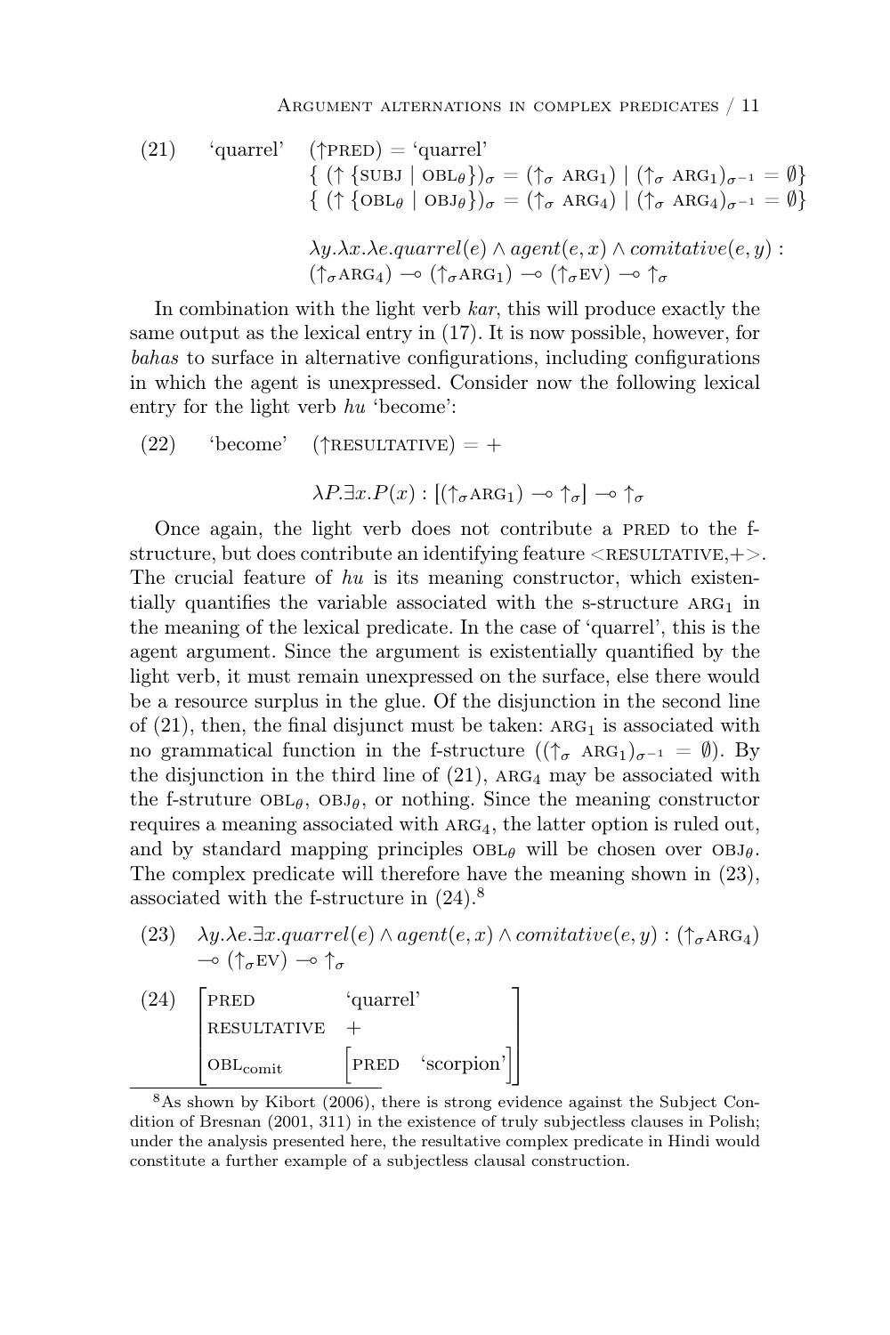(21) 'quarrel' $(\uparrow\text{PRED}) = \text{'quarrel'}$
$\{ (\uparrow \{\text{SUBJ} \mid \text{OBL}_\theta\})_\sigma = (\uparrow_\sigma \text{ ARG}_1) \mid (\uparrow_\sigma \text{ ARG}_1)_{\sigma^{-1}} = \emptyset\}$
$\{ (\uparrow \{\text{OBL}_\theta \mid \text{OBJ}_\theta\})_\sigma = (\uparrow_\sigma \text{ ARG}_4) \mid (\uparrow_\sigma \text{ ARG}_4)_{\sigma^{-1}} = \emptyset\}$

$$\lambda y.\lambda x.\lambda e.quarrel(e) \wedge agent(e,x) \wedge comitative(e,y) : (\uparrow_\sigma\text{ARG}_4) \multimap (\uparrow_\sigma\text{ARG}_1) \multimap (\uparrow_\sigma\text{EV}) \multimap \uparrow_\sigma$$

In combination with the light verb *kar*, this will produce exactly the same output as the lexical entry in (17). It is now possible, however, for *bahas* to surface in alternative configurations, including configurations in which the agent is unexpressed. Consider now the following lexical entry for the light verb *hu* 'become':

(22) 'become' $(\uparrow\text{RESULTATIVE}) = +$

$$\lambda P.\exists x.P(x) : [(\uparrow_\sigma\text{ARG}_1) \multimap \uparrow_\sigma] \multimap \uparrow_\sigma$$

Once again, the light verb does not contribute a PRED to the f-structure, but does contribute an identifying feature <RESULTATIVE,+>. The crucial feature of *hu* is its meaning constructor, which existentially quantifies the variable associated with the s-structure $\text{ARG}_1$ in the meaning of the lexical predicate. In the case of 'quarrel', this is the agent argument. Since the argument is existentially quantified by the light verb, it must remain unexpressed on the surface, else there would be a resource surplus in the glue. Of the disjunction in the second line of (21), then, the final disjunct must be taken: $\text{ARG}_1$ is associated with no grammatical function in the f-structure ($(\uparrow_\sigma \text{ ARG}_1)_{\sigma^{-1}} = \emptyset$). By the disjunction in the third line of (21), $\text{ARG}_4$ may be associated with the f-struture $\text{OBL}_\theta$, $\text{OBJ}_\theta$, or nothing. Since the meaning constructor requires a meaning associated with $\text{ARG}_4$, the latter option is ruled out, and by standard mapping principles $\text{OBL}_\theta$ will be chosen over $\text{OBJ}_\theta$. The complex predicate will therefore have the meaning shown in (23), associated with the f-structure in (24).[8]

(23) $\lambda y.\lambda e.\exists x.quarrel(e) \wedge agent(e,x) \wedge comitative(e,y) : (\uparrow_\sigma\text{ARG}_4) \multimap (\uparrow_\sigma\text{EV}) \multimap \uparrow_\sigma$

(24)
$$\begin{bmatrix} \text{PRED} & \text{'quarrel'} \\ \text{RESULTATIVE} & + \\ \text{OBL}_{\text{comit}} & \begin{bmatrix} \text{PRED} & \text{'scorpion'} \end{bmatrix} \end{bmatrix}$$

[8] As shown by Kibort (2006), there is strong evidence against the Subject Condition of Bresnan (2001, 311) in the existence of truly subjectless clauses in Polish; under the analysis presented here, the resultative complex predicate in Hindi would constitute a further example of a subjectless clausal construction.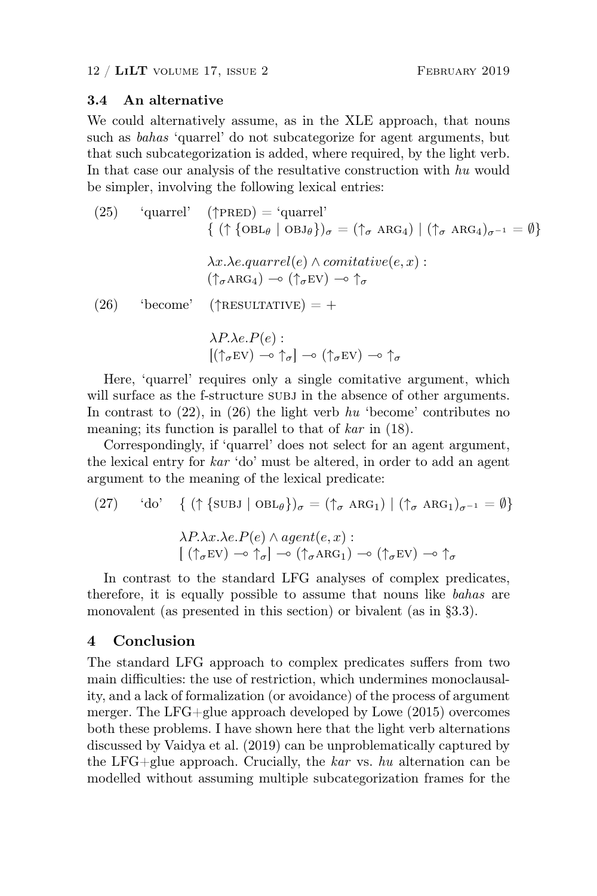### 3.4 An alternative

We could alternatively assume, as in the XLE approach, that nouns such as *bahas* 'quarrel' do not subcategorize for agent arguments, but that such subcategorization is added, where required, by the light verb. In that case our analysis of the resultative construction with *hu* would be simpler, involving the following lexical entries:

(25) 'quarrel' $(\uparrow \text{PRED}) = \text{`quarrel'}$
$\{\ (\uparrow \{\text{OBL}_\theta \mid \text{OBJ}_\theta\})_\sigma = (\uparrow_\sigma \text{ ARG}_4) \mid (\uparrow_\sigma \text{ ARG}_4)_{\sigma^{-1}} = \emptyset\}$

$\lambda x.\lambda e.quarrel(e) \wedge comitative(e, x) :$
$(\uparrow_\sigma \text{ARG}_4) \multimap (\uparrow_\sigma \text{EV}) \multimap \uparrow_\sigma$

(26) 'become' $(\uparrow \text{RESULTATIVE}) = +$

$\lambda P.\lambda e.P(e) :$
$[(\uparrow_\sigma \text{EV}) \multimap \uparrow_\sigma] \multimap (\uparrow_\sigma \text{EV}) \multimap \uparrow_\sigma$

Here, 'quarrel' requires only a single comitative argument, which will surface as the f-structure SUBJ in the absence of other arguments. In contrast to (22), in (26) the light verb *hu* 'become' contributes no meaning; its function is parallel to that of *kar* in (18).

Correspondingly, if 'quarrel' does not select for an agent argument, the lexical entry for *kar* 'do' must be altered, in order to add an agent argument to the meaning of the lexical predicate:

(27) 'do' $\{\ (\uparrow \{\text{SUBJ} \mid \text{OBL}_\theta\})_\sigma = (\uparrow_\sigma \text{ ARG}_1) \mid (\uparrow_\sigma \text{ ARG}_1)_{\sigma^{-1}} = \emptyset\}$

$\lambda P.\lambda x.\lambda e.P(e) \wedge agent(e, x) :$
$[\ (\uparrow_\sigma \text{EV}) \multimap \uparrow_\sigma] \multimap (\uparrow_\sigma \text{ARG}_1) \multimap (\uparrow_\sigma \text{EV}) \multimap \uparrow_\sigma$

In contrast to the standard LFG analyses of complex predicates, therefore, it is equally possible to assume that nouns like *bahas* are monovalent (as presented in this section) or bivalent (as in §3.3).

## 4 Conclusion

The standard LFG approach to complex predicates suffers from two main difficulties: the use of restriction, which undermines monoclausality, and a lack of formalization (or avoidance) of the process of argument merger. The LFG+glue approach developed by Lowe (2015) overcomes both these problems. I have shown here that the light verb alternations discussed by Vaidya et al. (2019) can be unproblematically captured by the LFG+glue approach. Crucially, the *kar* vs. *hu* alternation can be modelled without assuming multiple subcategorization frames for the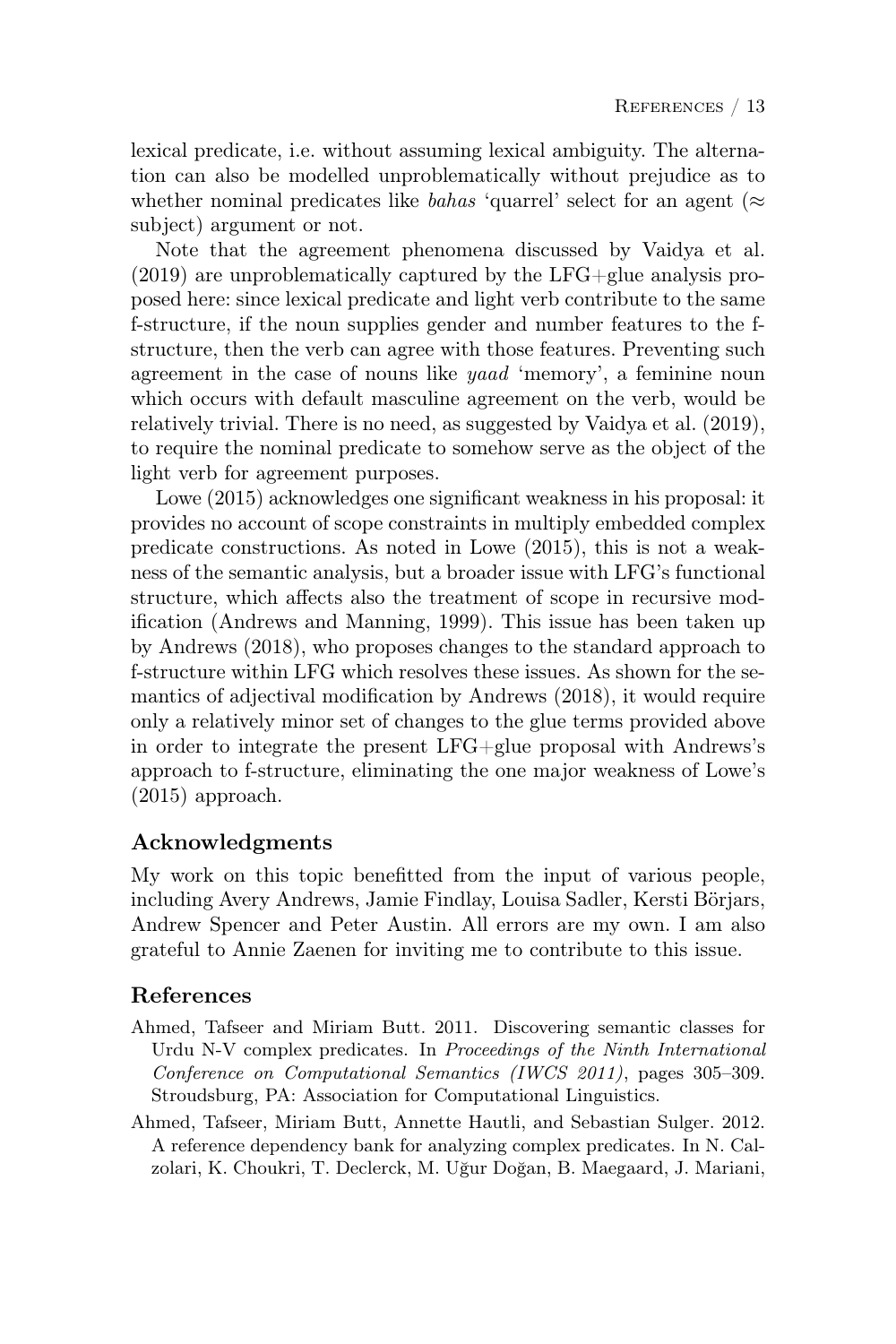lexical predicate, i.e. without assuming lexical ambiguity. The alternation can also be modelled unproblematically without prejudice as to whether nominal predicates like *bahas* 'quarrel' select for an agent ($\approx$ subject) argument or not.

Note that the agreement phenomena discussed by Vaidya et al. (2019) are unproblematically captured by the LFG+glue analysis proposed here: since lexical predicate and light verb contribute to the same f-structure, if the noun supplies gender and number features to the f-structure, then the verb can agree with those features. Preventing such agreement in the case of nouns like *yaad* 'memory', a feminine noun which occurs with default masculine agreement on the verb, would be relatively trivial. There is no need, as suggested by Vaidya et al. (2019), to require the nominal predicate to somehow serve as the object of the light verb for agreement purposes.

Lowe (2015) acknowledges one significant weakness in his proposal: it provides no account of scope constraints in multiply embedded complex predicate constructions. As noted in Lowe (2015), this is not a weakness of the semantic analysis, but a broader issue with LFG's functional structure, which affects also the treatment of scope in recursive modification (Andrews and Manning, 1999). This issue has been taken up by Andrews (2018), who proposes changes to the standard approach to f-structure within LFG which resolves these issues. As shown for the semantics of adjectival modification by Andrews (2018), it would require only a relatively minor set of changes to the glue terms provided above in order to integrate the present LFG+glue proposal with Andrews's approach to f-structure, eliminating the one major weakness of Lowe's (2015) approach.

## Acknowledgments

My work on this topic benefitted from the input of various people, including Avery Andrews, Jamie Findlay, Louisa Sadler, Kersti Börjars, Andrew Spencer and Peter Austin. All errors are my own. I am also grateful to Annie Zaenen for inviting me to contribute to this issue.

## References

Ahmed, Tafseer and Miriam Butt. 2011. Discovering semantic classes for Urdu N-V complex predicates. In *Proceedings of the Ninth International Conference on Computational Semantics (IWCS 2011)*, pages 305–309. Stroudsburg, PA: Association for Computational Linguistics.

Ahmed, Tafseer, Miriam Butt, Annette Hautli, and Sebastian Sulger. 2012. A reference dependency bank for analyzing complex predicates. In N. Calzolari, K. Choukri, T. Declerck, M. Uğur Doğan, B. Maegaard, J. Mariani,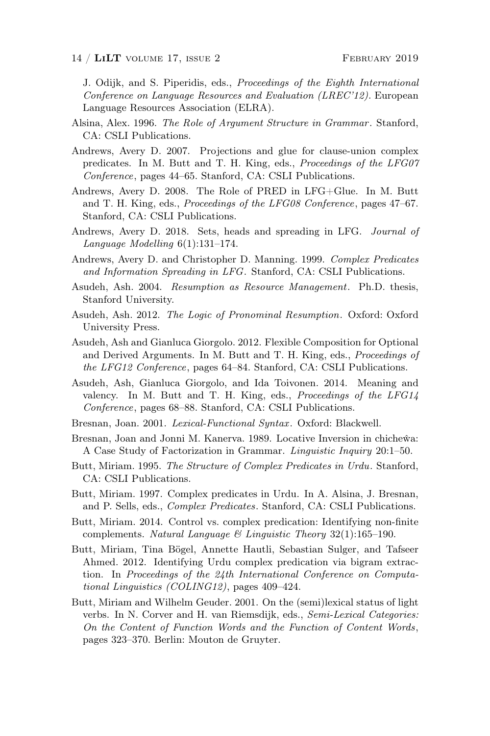J. Odijk, and S. Piperidis, eds., *Proceedings of the Eighth International Conference on Language Resources and Evaluation (LREC'12)*. European Language Resources Association (ELRA).

Alsina, Alex. 1996. *The Role of Argument Structure in Grammar*. Stanford, CA: CSLI Publications.

Andrews, Avery D. 2007. Projections and glue for clause-union complex predicates. In M. Butt and T. H. King, eds., *Proceedings of the LFG07 Conference*, pages 44–65. Stanford, CA: CSLI Publications.

Andrews, Avery D. 2008. The Role of PRED in LFG+Glue. In M. Butt and T. H. King, eds., *Proceedings of the LFG08 Conference*, pages 47–67. Stanford, CA: CSLI Publications.

Andrews, Avery D. 2018. Sets, heads and spreading in LFG. *Journal of Language Modelling* 6(1):131–174.

Andrews, Avery D. and Christopher D. Manning. 1999. *Complex Predicates and Information Spreading in LFG*. Stanford, CA: CSLI Publications.

Asudeh, Ash. 2004. *Resumption as Resource Management*. Ph.D. thesis, Stanford University.

Asudeh, Ash. 2012. *The Logic of Pronominal Resumption*. Oxford: Oxford University Press.

Asudeh, Ash and Gianluca Giorgolo. 2012. Flexible Composition for Optional and Derived Arguments. In M. Butt and T. H. King, eds., *Proceedings of the LFG12 Conference*, pages 64–84. Stanford, CA: CSLI Publications.

Asudeh, Ash, Gianluca Giorgolo, and Ida Toivonen. 2014. Meaning and valency. In M. Butt and T. H. King, eds., *Proceedings of the LFG14 Conference*, pages 68–88. Stanford, CA: CSLI Publications.

Bresnan, Joan. 2001. *Lexical-Functional Syntax*. Oxford: Blackwell.

Bresnan, Joan and Jonni M. Kanerva. 1989. Locative Inversion in chicheŵa: A Case Study of Factorization in Grammar. *Linguistic Inquiry* 20:1–50.

Butt, Miriam. 1995. *The Structure of Complex Predicates in Urdu*. Stanford, CA: CSLI Publications.

Butt, Miriam. 1997. Complex predicates in Urdu. In A. Alsina, J. Bresnan, and P. Sells, eds., *Complex Predicates*. Stanford, CA: CSLI Publications.

Butt, Miriam. 2014. Control vs. complex predication: Identifying non-finite complements. *Natural Language & Linguistic Theory* 32(1):165–190.

Butt, Miriam, Tina Bögel, Annette Hautli, Sebastian Sulger, and Tafseer Ahmed. 2012. Identifying Urdu complex predication via bigram extraction. In *Proceedings of the 24th International Conference on Computational Linguistics (COLING12)*, pages 409–424.

Butt, Miriam and Wilhelm Geuder. 2001. On the (semi)lexical status of light verbs. In N. Corver and H. van Riemsdijk, eds., *Semi-Lexical Categories: On the Content of Function Words and the Function of Content Words*, pages 323–370. Berlin: Mouton de Gruyter.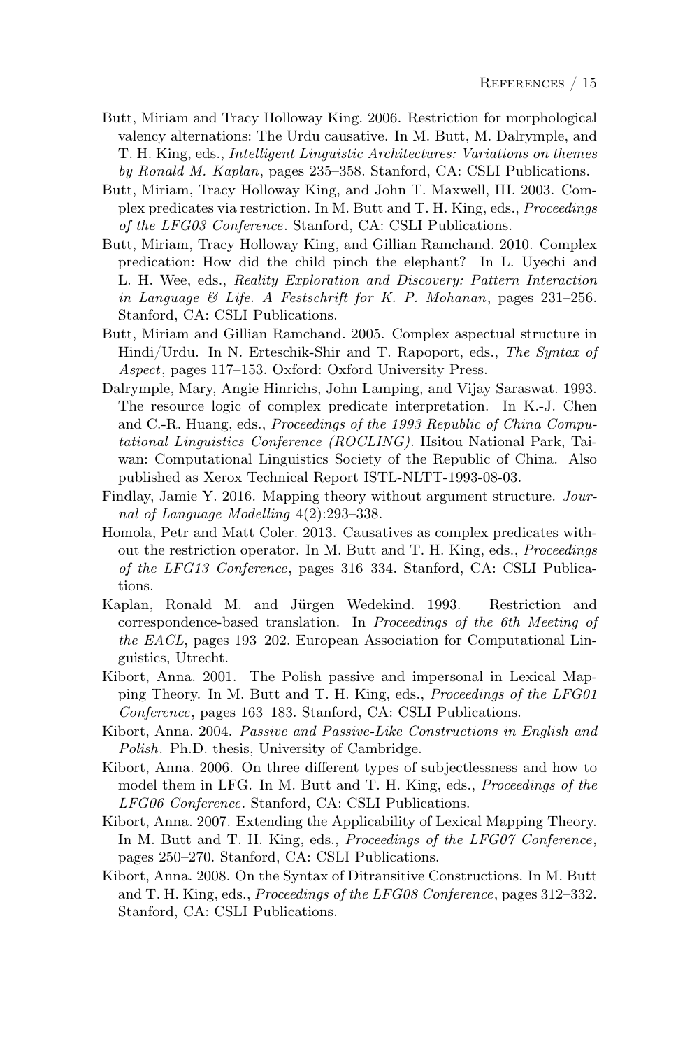Butt, Miriam and Tracy Holloway King. 2006. Restriction for morphological valency alternations: The Urdu causative. In M. Butt, M. Dalrymple, and T. H. King, eds., *Intelligent Linguistic Architectures: Variations on themes by Ronald M. Kaplan*, pages 235–358. Stanford, CA: CSLI Publications.

Butt, Miriam, Tracy Holloway King, and John T. Maxwell, III. 2003. Complex predicates via restriction. In M. Butt and T. H. King, eds., *Proceedings of the LFG03 Conference*. Stanford, CA: CSLI Publications.

Butt, Miriam, Tracy Holloway King, and Gillian Ramchand. 2010. Complex predication: How did the child pinch the elephant? In L. Uyechi and L. H. Wee, eds., *Reality Exploration and Discovery: Pattern Interaction in Language & Life. A Festschrift for K. P. Mohanan*, pages 231–256. Stanford, CA: CSLI Publications.

Butt, Miriam and Gillian Ramchand. 2005. Complex aspectual structure in Hindi/Urdu. In N. Erteschik-Shir and T. Rapoport, eds., *The Syntax of Aspect*, pages 117–153. Oxford: Oxford University Press.

Dalrymple, Mary, Angie Hinrichs, John Lamping, and Vijay Saraswat. 1993. The resource logic of complex predicate interpretation. In K.-J. Chen and C.-R. Huang, eds., *Proceedings of the 1993 Republic of China Computational Linguistics Conference (ROCLING)*. Hsitou National Park, Taiwan: Computational Linguistics Society of the Republic of China. Also published as Xerox Technical Report ISTL-NLTT-1993-08-03.

Findlay, Jamie Y. 2016. Mapping theory without argument structure. *Journal of Language Modelling* 4(2):293–338.

Homola, Petr and Matt Coler. 2013. Causatives as complex predicates without the restriction operator. In M. Butt and T. H. King, eds., *Proceedings of the LFG13 Conference*, pages 316–334. Stanford, CA: CSLI Publications.

Kaplan, Ronald M. and Jürgen Wedekind. 1993. Restriction and correspondence-based translation. In *Proceedings of the 6th Meeting of the EACL*, pages 193–202. European Association for Computational Linguistics, Utrecht.

Kibort, Anna. 2001. The Polish passive and impersonal in Lexical Mapping Theory. In M. Butt and T. H. King, eds., *Proceedings of the LFG01 Conference*, pages 163–183. Stanford, CA: CSLI Publications.

Kibort, Anna. 2004. *Passive and Passive-Like Constructions in English and Polish*. Ph.D. thesis, University of Cambridge.

Kibort, Anna. 2006. On three different types of subjectlessness and how to model them in LFG. In M. Butt and T. H. King, eds., *Proceedings of the LFG06 Conference*. Stanford, CA: CSLI Publications.

Kibort, Anna. 2007. Extending the Applicability of Lexical Mapping Theory. In M. Butt and T. H. King, eds., *Proceedings of the LFG07 Conference*, pages 250–270. Stanford, CA: CSLI Publications.

Kibort, Anna. 2008. On the Syntax of Ditransitive Constructions. In M. Butt and T. H. King, eds., *Proceedings of the LFG08 Conference*, pages 312–332. Stanford, CA: CSLI Publications.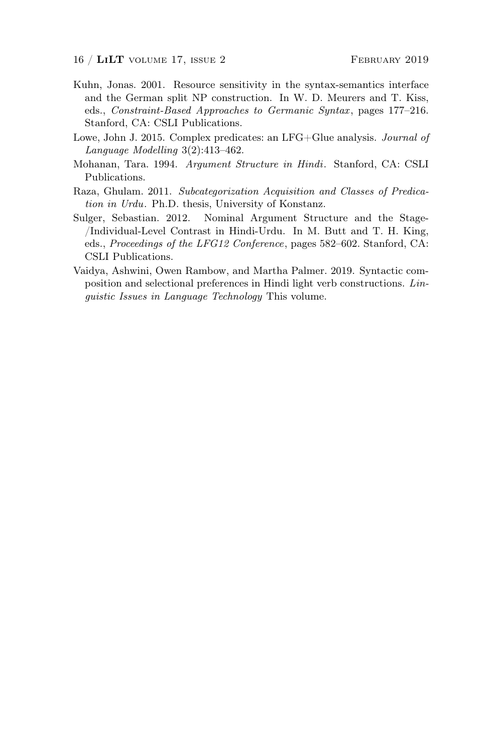Kuhn, Jonas. 2001. Resource sensitivity in the syntax-semantics interface and the German split NP construction. In W. D. Meurers and T. Kiss, eds., *Constraint-Based Approaches to Germanic Syntax*, pages 177–216. Stanford, CA: CSLI Publications.

Lowe, John J. 2015. Complex predicates: an LFG+Glue analysis. *Journal of Language Modelling* 3(2):413–462.

Mohanan, Tara. 1994. *Argument Structure in Hindi*. Stanford, CA: CSLI Publications.

Raza, Ghulam. 2011. *Subcategorization Acquisition and Classes of Predication in Urdu*. Ph.D. thesis, University of Konstanz.

Sulger, Sebastian. 2012. Nominal Argument Structure and the Stage-/Individual-Level Contrast in Hindi-Urdu. In M. Butt and T. H. King, eds., *Proceedings of the LFG12 Conference*, pages 582–602. Stanford, CA: CSLI Publications.

Vaidya, Ashwini, Owen Rambow, and Martha Palmer. 2019. Syntactic composition and selectional preferences in Hindi light verb constructions. *Linguistic Issues in Language Technology* This volume.